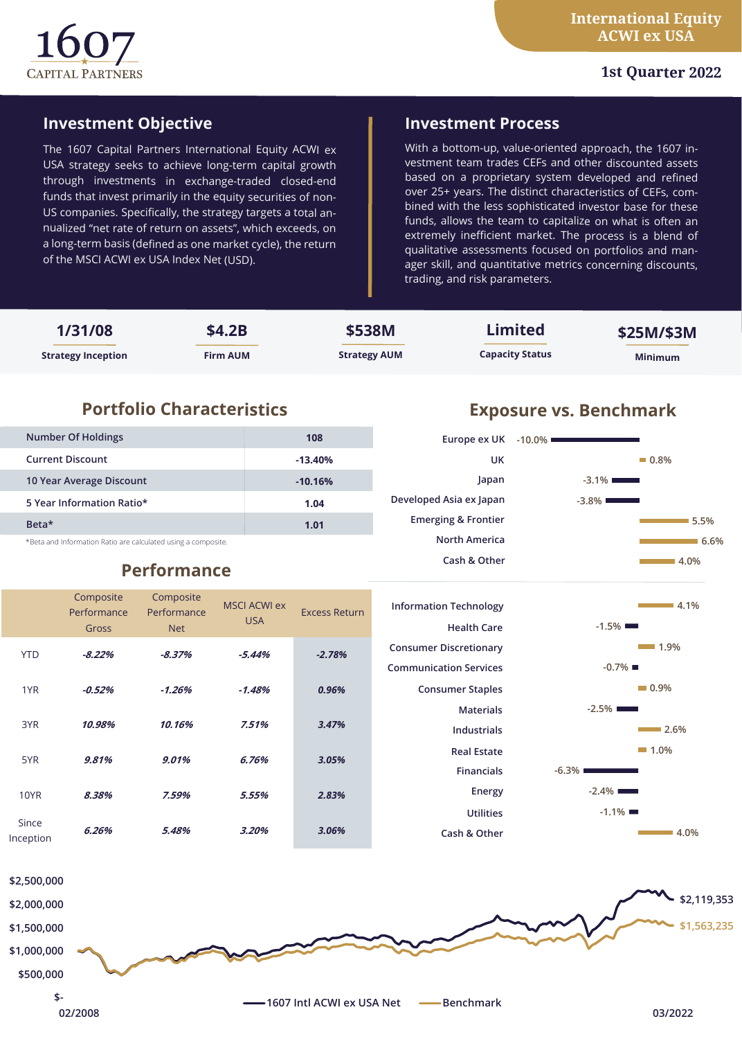# 1607 CAPITAL PARTNERS

**International Equity ACWI ex USA**

**1st Quarter 2022**

## Investment Objective

The 1607 Capital Partners International Equity ACWI ex USA strategy seeks to achieve long-term capital growth through investments in exchange-traded closed-end funds that invest primarily in the equity securities of non-US companies. Specifically, the strategy targets a total annualized "net rate of return on assets", which exceeds, on a long-term basis (defined as one market cycle), the return of the MSCI ACWI ex USA Index Net (USD).

## Investment Process

With a bottom-up, value-oriented approach, the 1607 investment team trades CEFs and other discounted assets based on a proprietary system developed and refined over 25+ years. The distinct characteristics of CEFs, combined with the less sophisticated investor base for these funds, allows the team to capitalize on what is often an extremely inefficient market. The process is a blend of qualitative assessments focused on portfolios and manager skill, and quantitative metrics concerning discounts, trading, and risk parameters.

| Strategy Inception | Firm AUM | Strategy AUM | Capacity Status | Minimum |
|---|---|---|---|---|
| 1/31/08 | $4.2B | $538M | Limited | $25M/$3M |

## Portfolio Characteristics

| | |
|---|---|
| Number Of Holdings | 108 |
| Current Discount | -13.40% |
| 10 Year Average Discount | -10.16% |
| 5 Year Information Ratio* | 1.04 |
| Beta* | 1.01 |

*Beta and Information Ratio are calculated using a composite.

## Performance

| | Composite Performance Gross | Composite Performance Net | MSCI ACWI ex USA | Excess Return |
|---|---|---|---|---|
| YTD | *-8.22%* | *-8.37%* | *-5.44%* | *-2.78%* |
| 1YR | *-0.52%* | *-1.26%* | *-1.48%* | *0.96%* |
| 3YR | *10.98%* | *10.16%* | *7.51%* | *3.47%* |
| 5YR | *9.81%* | *9.01%* | *6.76%* | *3.05%* |
| 10YR | *8.38%* | *7.59%* | *5.55%* | *2.83%* |
| Since Inception | *6.26%* | *5.48%* | *3.20%* | *3.06%* |

## Exposure vs. Benchmark

| Region | Exposure |
|---|---|
| Europe ex UK | -10.0% |
| UK | 0.8% |
| Japan | -3.1% |
| Developed Asia ex Japan | -3.8% |
| Emerging & Frontier | 5.5% |
| North America | 6.6% |
| Cash & Other | 4.0% |

| Sector | Exposure |
|---|---|
| Information Technology | 4.1% |
| Health Care | -1.5% |
| Consumer Discretionary | 1.9% |
| Communication Services | -0.7% |
| Consumer Staples | 0.9% |
| Materials | -2.5% |
| Industrials | 2.6% |
| Real Estate | 1.0% |
| Financials | -6.3% |
| Energy | -2.4% |
| Utilities | -1.1% |
| Cash & Other | 4.0% |

Growth chart, 02/2008 – 03/2022: 1607 Intl ACWI ex USA Net $2,119,353; Benchmark $1,563,235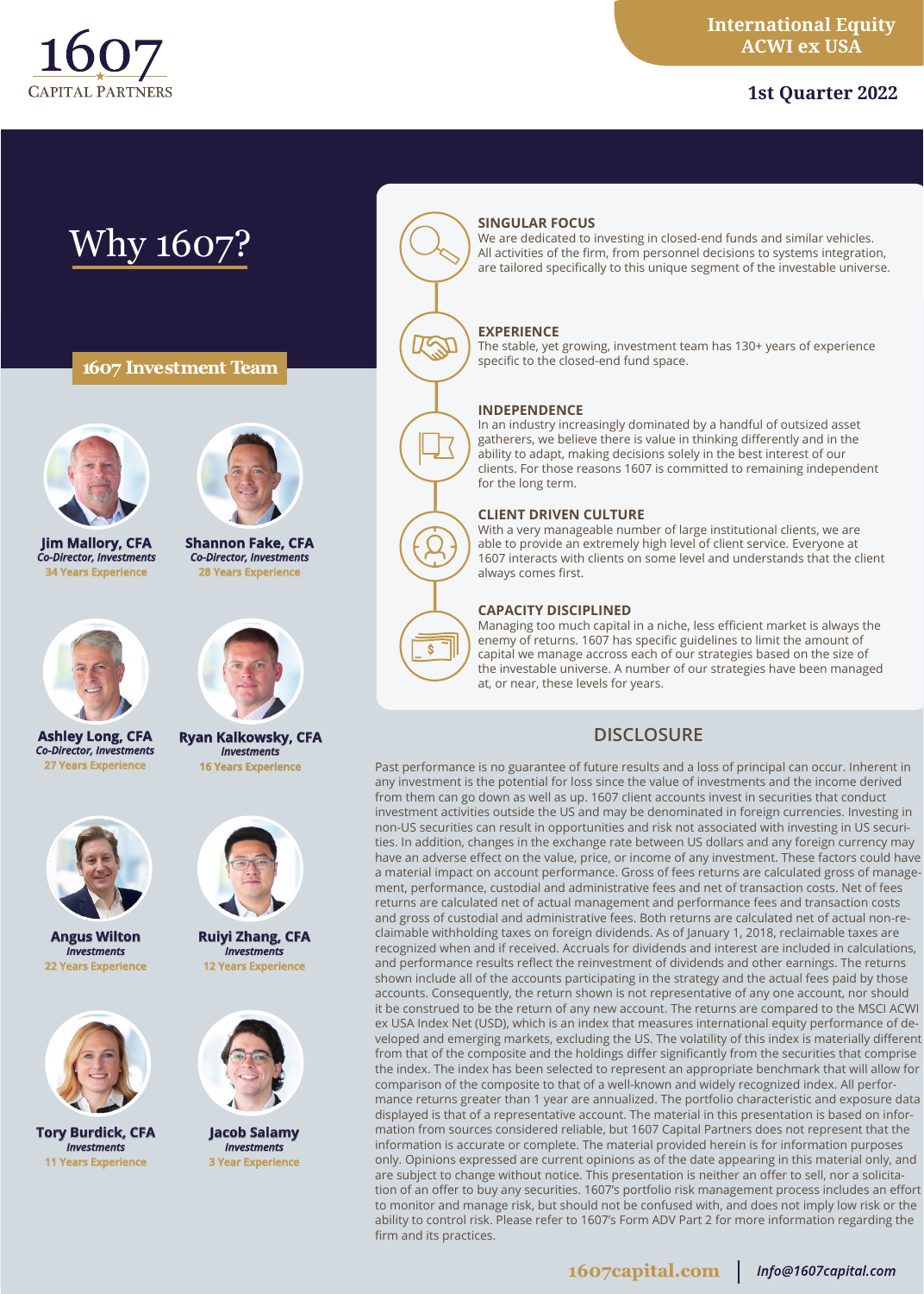1607 CAPITAL PARTNERS

International Equity
ACWI ex USA

1st Quarter 2022

# Why 1607?

## 1607 Investment Team

**Jim Mallory, CFA**
*Co-Director, Investments*
34 Years Experience

**Shannon Fake, CFA**
*Co-Director, Investments*
28 Years Experience

**Ashley Long, CFA**
*Co-Director, Investments*
27 Years Experience

**Ryan Kalkowsky, CFA**
*Investments*
16 Years Experience

**Angus Wilton**
*Investments*
22 Years Experience

**Ruiyi Zhang, CFA**
*Investments*
12 Years Experience

**Tory Burdick, CFA**
*Investments*
11 Years Experience

**Jacob Salamy**
*Investments*
3 Year Experience

### SINGULAR FOCUS

We are dedicated to investing in closed-end funds and similar vehicles. All activities of the firm, from personnel decisions to systems integration, are tailored specifically to this unique segment of the investable universe.

### EXPERIENCE

The stable, yet growing, investment team has 130+ years of experience specific to the closed-end fund space.

### INDEPENDENCE

In an industry increasingly dominated by a handful of outsized asset gatherers, we believe there is value in thinking differently and in the ability to adapt, making decisions solely in the best interest of our clients. For those reasons 1607 is committed to remaining independent for the long term.

### CLIENT DRIVEN CULTURE

With a very manageable number of large institutional clients, we are able to provide an extremely high level of client service. Everyone at 1607 interacts with clients on some level and understands that the client always comes first.

### CAPACITY DISCIPLINED

Managing too much capital in a niche, less efficient market is always the enemy of returns. 1607 has specific guidelines to limit the amount of capital we manage accross each of our strategies based on the size of the investable universe. A number of our strategies have been managed at, or near, these levels for years.

## DISCLOSURE

Past performance is no guarantee of future results and a loss of principal can occur. Inherent in any investment is the potential for loss since the value of investments and the income derived from them can go down as well as up. 1607 client accounts invest in securities that conduct investment activities outside the US and may be denominated in foreign currencies. Investing in non-US securities can result in opportunities and risk not associated with investing in US securities. In addition, changes in the exchange rate between US dollars and any foreign currency may have an adverse effect on the value, price, or income of any investment. These factors could have a material impact on account performance. Gross of fees returns are calculated gross of management, performance, custodial and administrative fees and net of transaction costs. Net of fees returns are calculated net of actual management and performance fees and transaction costs and gross of custodial and administrative fees. Both returns are calculated net of actual non-reclaimable withholding taxes on foreign dividends. As of January 1, 2018, reclaimable taxes are recognized when and if received. Accruals for dividends and interest are included in calculations, and performance results reflect the reinvestment of dividends and other earnings. The returns shown include all of the accounts participating in the strategy and the actual fees paid by those accounts. Consequently, the return shown is not representative of any one account, nor should it be construed to be the return of any new account. The returns are compared to the MSCI ACWI ex USA Index Net (USD), which is an index that measures international equity performance of developed and emerging markets, excluding the US. The volatility of this index is materially different from that of the composite and the holdings differ significantly from the securities that comprise the index. The index has been selected to represent an appropriate benchmark that will allow for comparison of the composite to that of a well-known and widely recognized index. All performance returns greater than 1 year are annualized. The portfolio characteristic and exposure data displayed is that of a representative account. The material in this presentation is based on information from sources considered reliable, but 1607 Capital Partners does not represent that the information is accurate or complete. The material provided herein is for information purposes only. Opinions expressed are current opinions as of the date appearing in this material only, and are subject to change without notice. This presentation is neither an offer to sell, nor a solicitation of an offer to buy any securities. 1607's portfolio risk management process includes an effort to monitor and manage risk, but should not be confused with, and does not imply low risk or the ability to control risk. Please refer to 1607's Form ADV Part 2 for more information regarding the firm and its practices.

1607capital.com | *Info@1607capital.com*